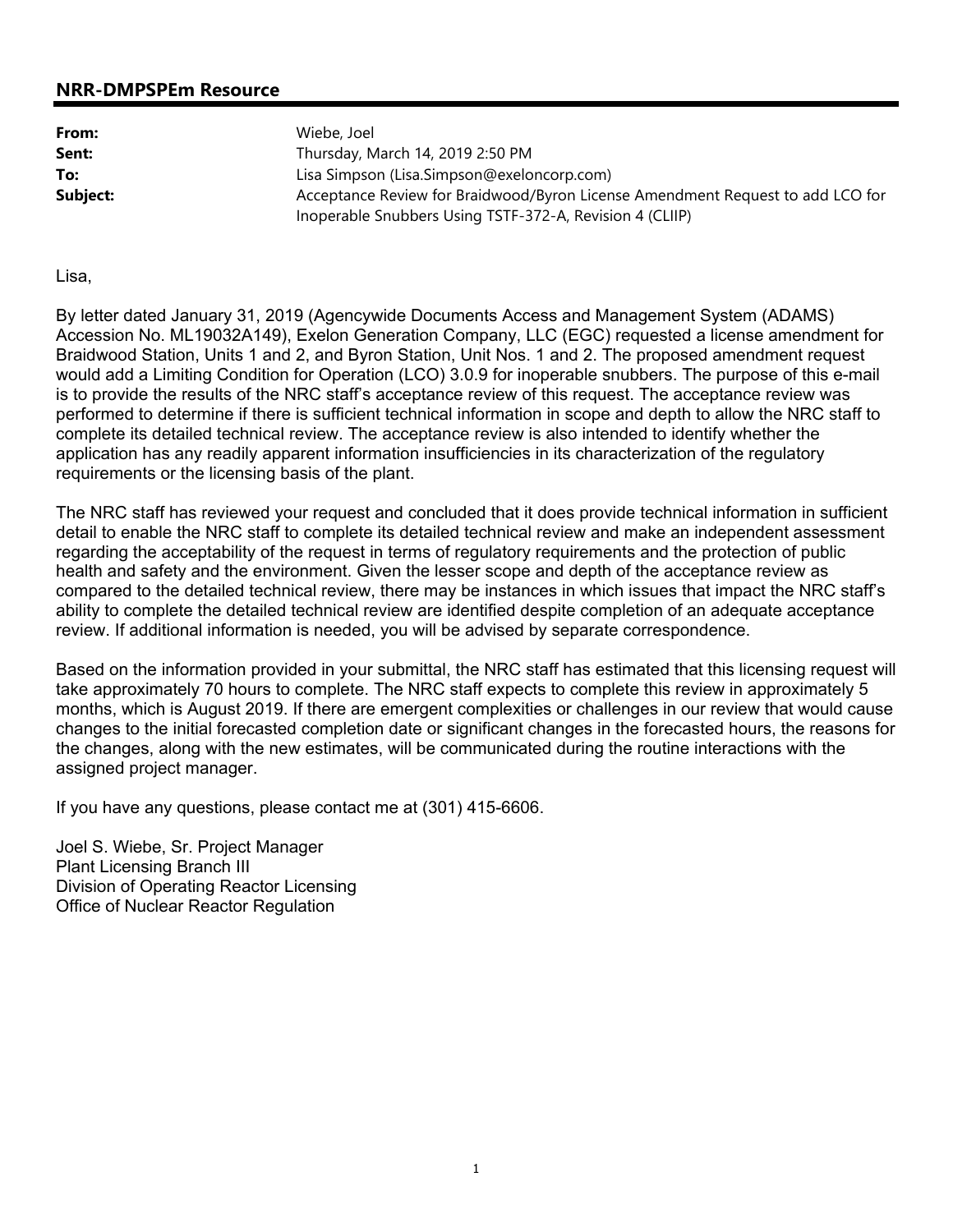## NRR-DMPSPEm Resource

**From:** Wiebe, Joel
**Sent:** Thursday, March 14, 2019 2:50 PM
**To:** Lisa Simpson (Lisa.Simpson@exeloncorp.com)
**Subject:** Acceptance Review for Braidwood/Byron License Amendment Request to add LCO for Inoperable Snubbers Using TSTF-372-A, Revision 4 (CLIIP)

Lisa,

By letter dated January 31, 2019 (Agencywide Documents Access and Management System (ADAMS) Accession No. ML19032A149), Exelon Generation Company, LLC (EGC) requested a license amendment for Braidwood Station, Units 1 and 2, and Byron Station, Unit Nos. 1 and 2. The proposed amendment request would add a Limiting Condition for Operation (LCO) 3.0.9 for inoperable snubbers. The purpose of this e-mail is to provide the results of the NRC staff's acceptance review of this request. The acceptance review was performed to determine if there is sufficient technical information in scope and depth to allow the NRC staff to complete its detailed technical review. The acceptance review is also intended to identify whether the application has any readily apparent information insufficiencies in its characterization of the regulatory requirements or the licensing basis of the plant.

The NRC staff has reviewed your request and concluded that it does provide technical information in sufficient detail to enable the NRC staff to complete its detailed technical review and make an independent assessment regarding the acceptability of the request in terms of regulatory requirements and the protection of public health and safety and the environment. Given the lesser scope and depth of the acceptance review as compared to the detailed technical review, there may be instances in which issues that impact the NRC staff's ability to complete the detailed technical review are identified despite completion of an adequate acceptance review. If additional information is needed, you will be advised by separate correspondence.

Based on the information provided in your submittal, the NRC staff has estimated that this licensing request will take approximately 70 hours to complete. The NRC staff expects to complete this review in approximately 5 months, which is August 2019. If there are emergent complexities or challenges in our review that would cause changes to the initial forecasted completion date or significant changes in the forecasted hours, the reasons for the changes, along with the new estimates, will be communicated during the routine interactions with the assigned project manager.

If you have any questions, please contact me at (301) 415-6606.

Joel S. Wiebe, Sr. Project Manager
Plant Licensing Branch III
Division of Operating Reactor Licensing
Office of Nuclear Reactor Regulation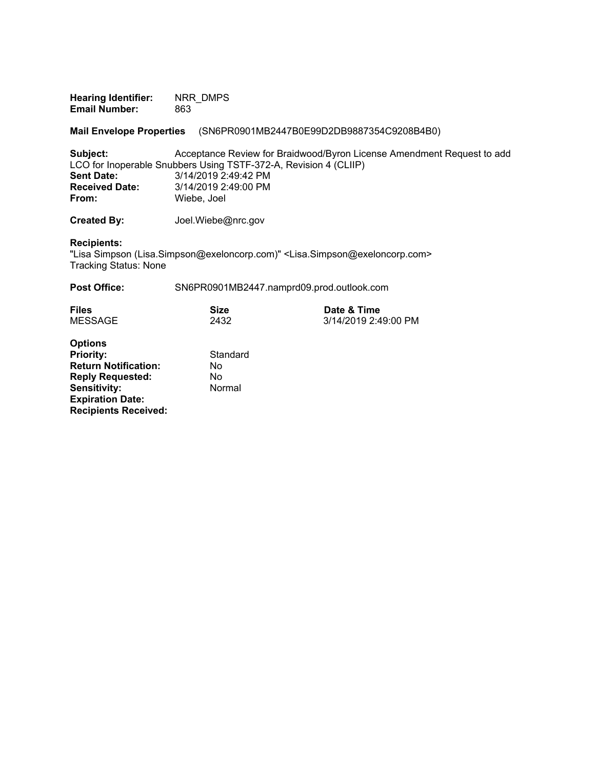**Hearing Identifier:** NRR_DMPS
**Email Number:** 863

**Mail Envelope Properties** (SN6PR0901MB2447B0E99D2DB9887354C9208B4B0)

**Subject:** Acceptance Review for Braidwood/Byron License Amendment Request to add LCO for Inoperable Snubbers Using TSTF-372-A, Revision 4 (CLIIP)
**Sent Date:** 3/14/2019 2:49:42 PM
**Received Date:** 3/14/2019 2:49:00 PM
**From:** Wiebe, Joel

**Created By:** Joel.Wiebe@nrc.gov

**Recipients:**
"Lisa Simpson (Lisa.Simpson@exeloncorp.com)" <Lisa.Simpson@exeloncorp.com>
Tracking Status: None

**Post Office:** SN6PR0901MB2447.namprd09.prod.outlook.com

| **Files** | **Size** | **Date & Time** |
|---|---|---|
| MESSAGE | 2432 | 3/14/2019 2:49:00 PM |

**Options**
**Priority:** Standard
**Return Notification:** No
**Reply Requested:** No
**Sensitivity:** Normal
**Expiration Date:**
**Recipients Received:**